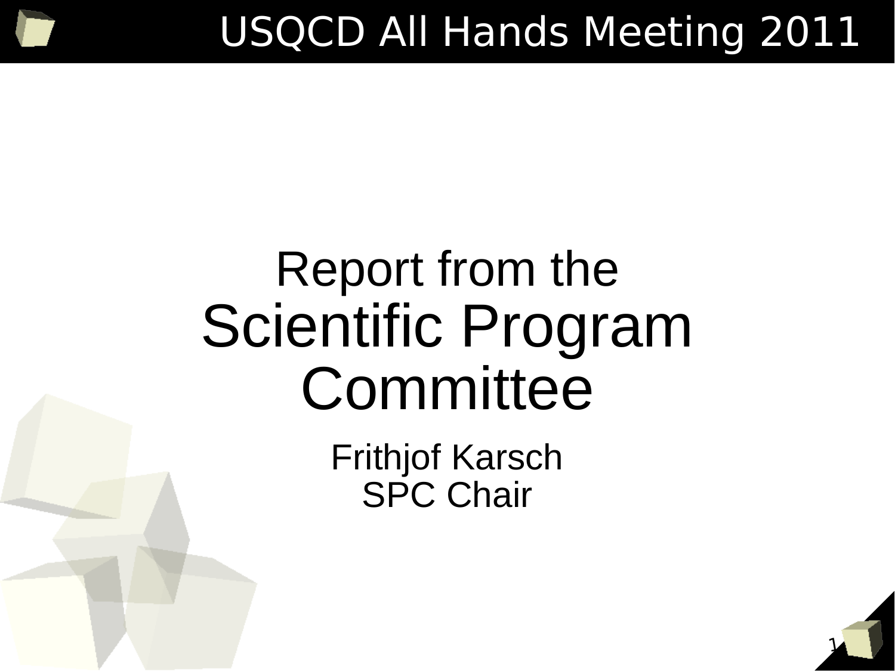# USQCD All Hands Meeting 2011

# Report from the Scientific Program Committee

Frithjof Karsch
SPC Chair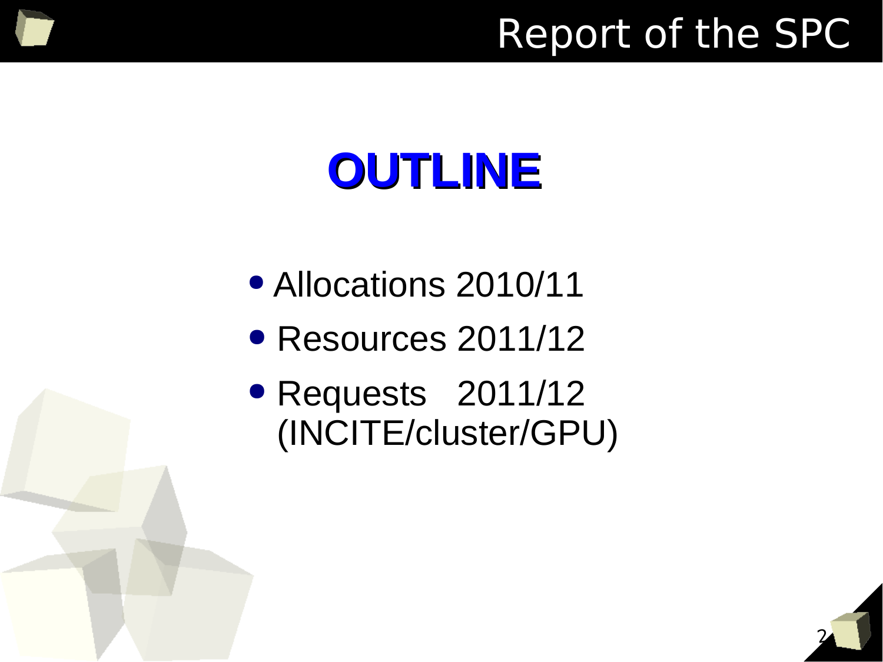# OUTLINE

- Allocations 2010/11
- Resources 2011/12
- Requests 2011/12 (INCITE/cluster/GPU)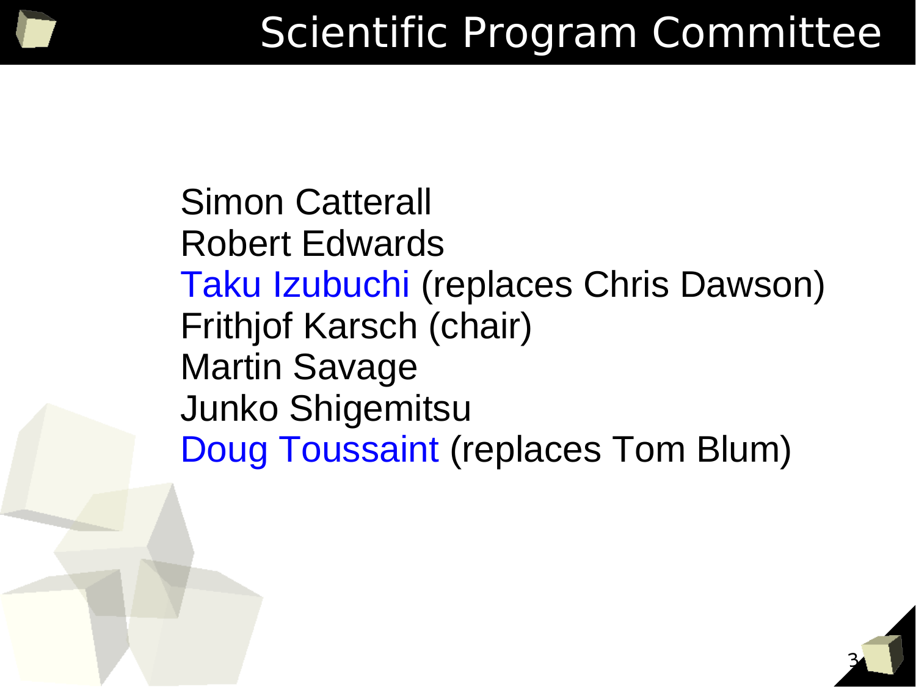# Scientific Program Committee

Simon Catterall
Robert Edwards
Taku Izubuchi (replaces Chris Dawson)
Frithjof Karsch (chair)
Martin Savage
Junko Shigemitsu
Doug Toussaint (replaces Tom Blum)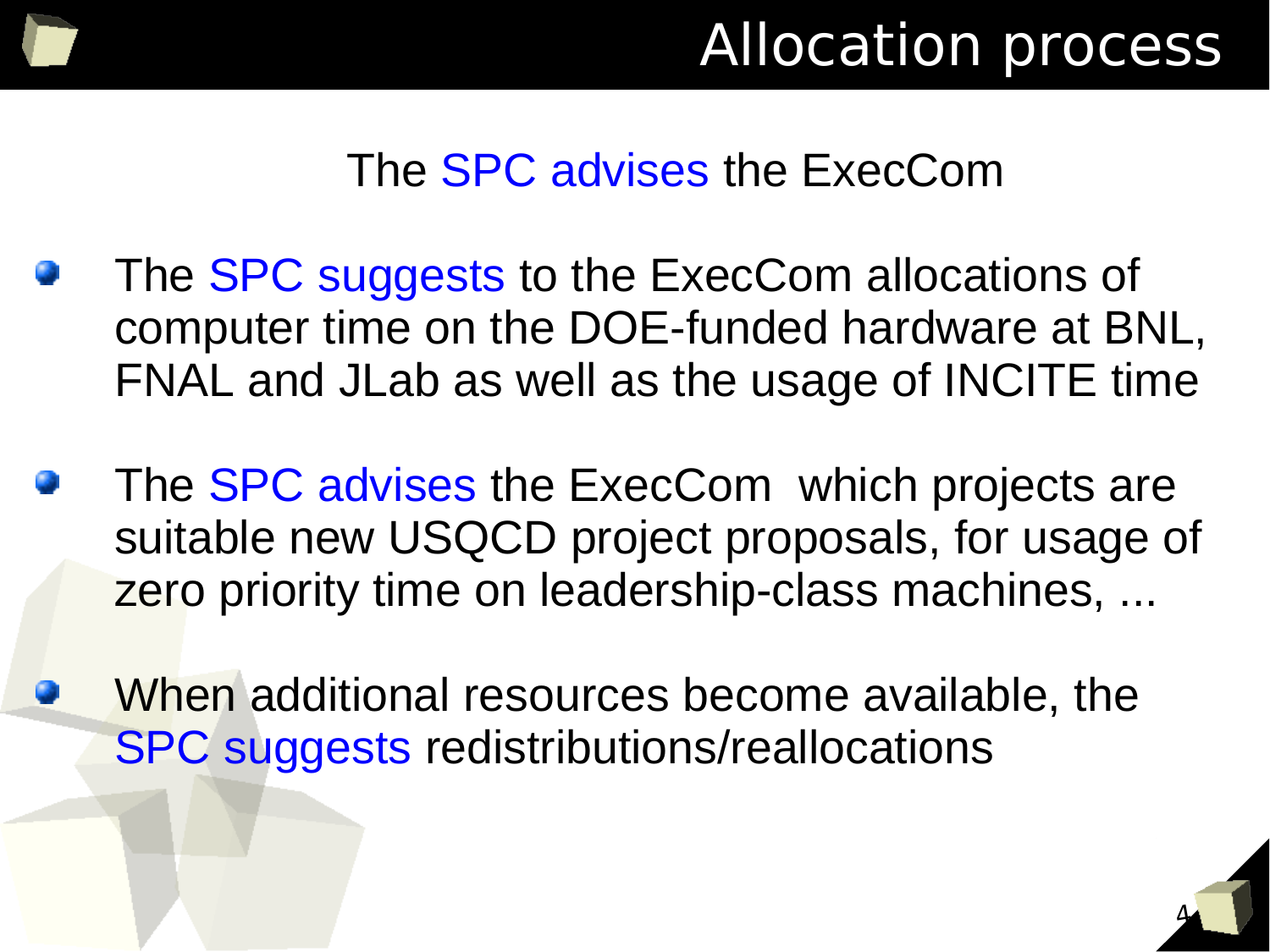# Allocation process

The SPC advises the ExecCom

- The SPC suggests to the ExecCom allocations of computer time on the DOE-funded hardware at BNL, FNAL and JLab as well as the usage of INCITE time
- The SPC advises the ExecCom which projects are suitable new USQCD project proposals, for usage of zero priority time on leadership-class machines, ...
- When additional resources become available, the SPC suggests redistributions/reallocations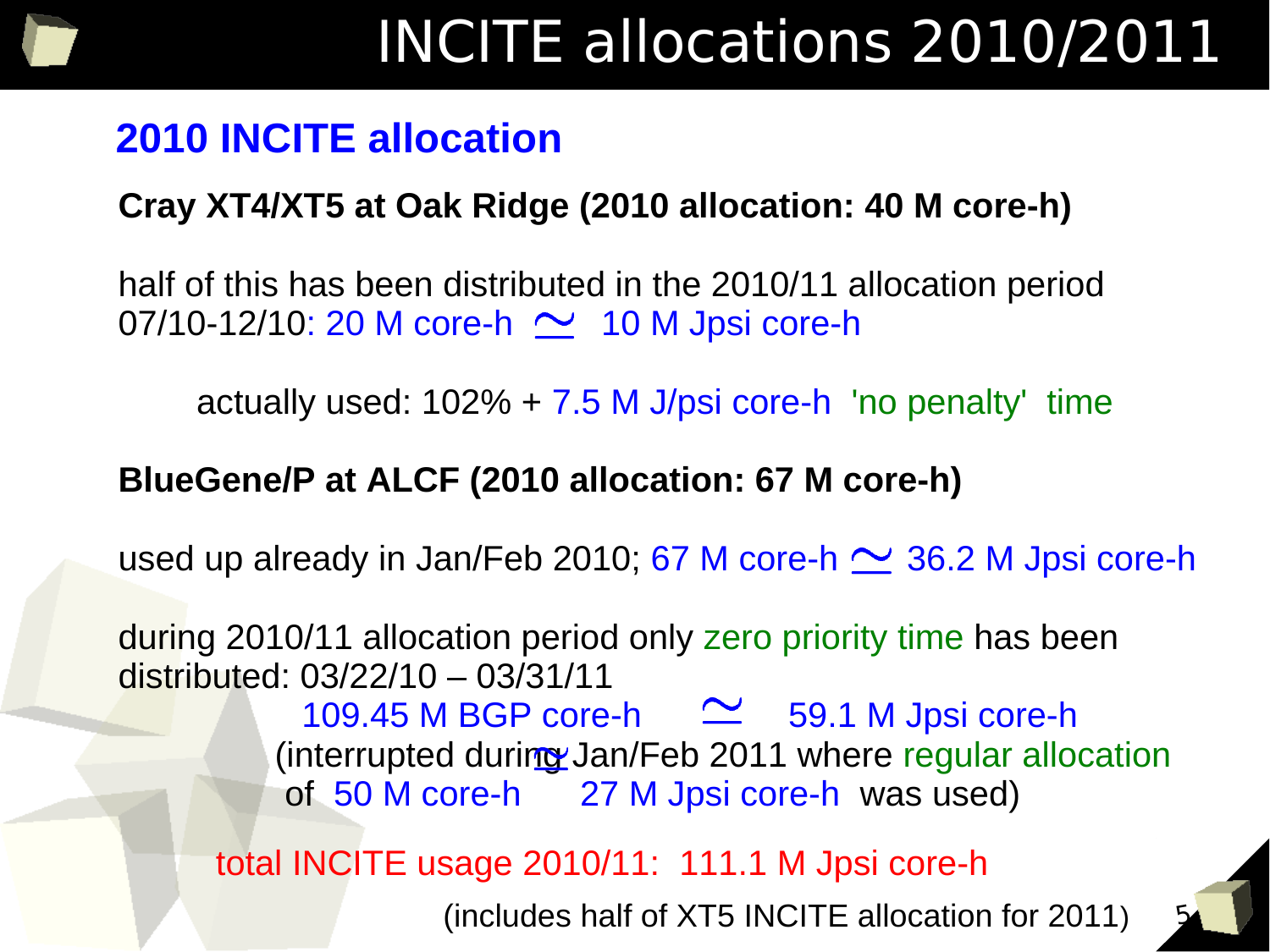# INCITE allocations 2010/2011

## 2010 INCITE allocation

**Cray XT4/XT5 at Oak Ridge (2010 allocation: 40 M core-h)**

half of this has been distributed in the 2010/11 allocation period 07/10-12/10: 20 M core-h $\simeq$ 10 M Jpsi core-h

actually used: 102% + 7.5 M J/psi core-h 'no penalty' time

**BlueGene/P at ALCF (2010 allocation: 67 M core-h)**

used up already in Jan/Feb 2010; 67 M core-h $\simeq$ 36.2 M Jpsi core-h

during 2010/11 allocation period only zero priority time has been distributed: 03/22/10 – 03/31/11

109.45 M BGP core-h $\simeq$ 59.1 M Jpsi core-h
(interrupted during Jan/Feb 2011 where regular allocation of 50 M core-h $\simeq$ 27 M Jpsi core-h was used)

total INCITE usage 2010/11: 111.1 M Jpsi core-h

(includes half of XT5 INCITE allocation for 2011)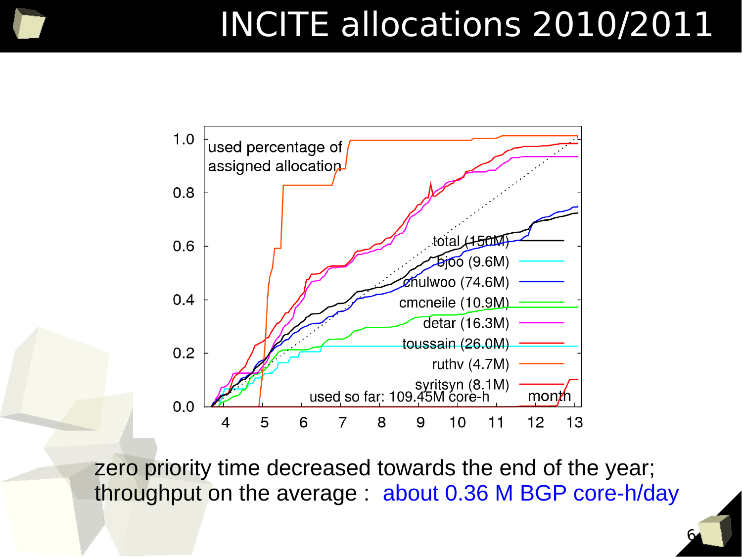# INCITE allocations 2010/2011

used percentage of assigned allocation

- total (150M)
- bjoo (9.6M)
- chulwoo (74.6M)
- cmcneile (10.9M)
- detar (16.3M)
- toussain (26.0M)
- ruthv (4.7M)
- syritsyn (8.1M)

used so far: 109.45M core-h

month

zero priority time decreased towards the end of the year;
throughput on the average : about 0.36 M BGP core-h/day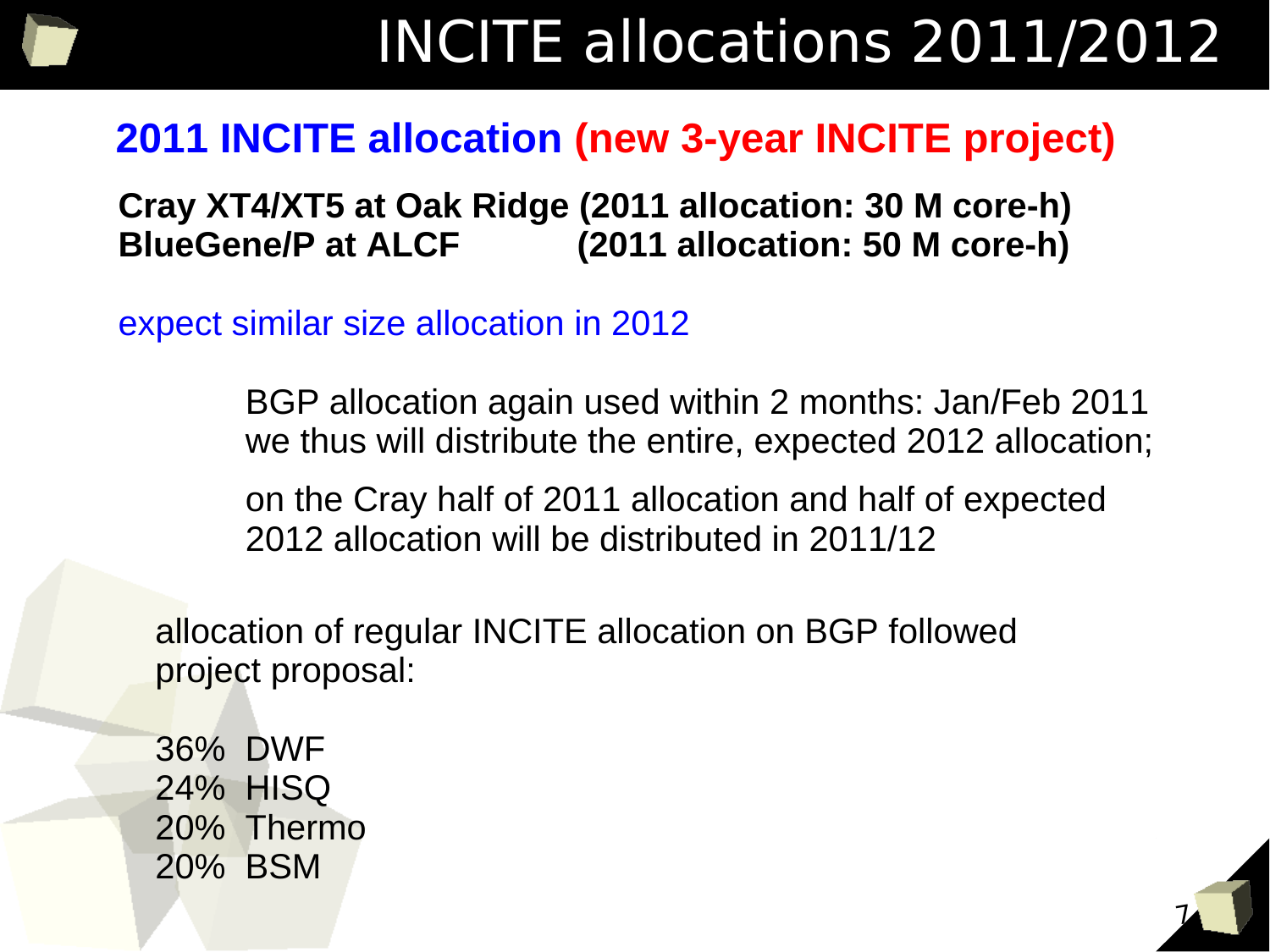# INCITE allocations 2011/2012

## 2011 INCITE allocation (new 3-year INCITE project)

**Cray XT4/XT5 at Oak Ridge (2011 allocation: 30 M core-h)**
**BlueGene/P at ALCF (2011 allocation: 50 M core-h)**

expect similar size allocation in 2012

BGP allocation again used within 2 months: Jan/Feb 2011
we thus will distribute the entire, expected 2012 allocation;

on the Cray half of 2011 allocation and half of expected 2012 allocation will be distributed in 2011/12

allocation of regular INCITE allocation on BGP followed project proposal:

36% DWF
24% HISQ
20% Thermo
20% BSM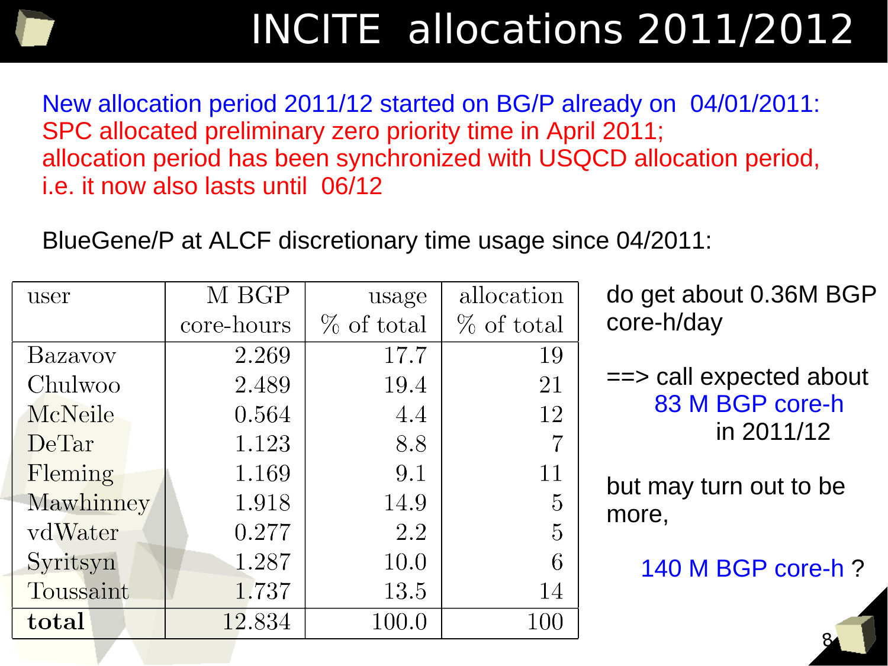# INCITE allocations 2011/2012

New allocation period 2011/12 started on BG/P already on 04/01/2011:
SPC allocated preliminary zero priority time in April 2011;
allocation period has been synchronized with USQCD allocation period,
i.e. it now also lasts until 06/12

BlueGene/P at ALCF discretionary time usage since 04/2011:

| user | M BGP core-hours | usage % of total | allocation % of total |
|---|---:|---:|---:|
| Bazavov | 2.269 | 17.7 | 19 |
| Chulwoo | 2.489 | 19.4 | 21 |
| McNeile | 0.564 | 4.4 | 12 |
| DeTar | 1.123 | 8.8 | 7 |
| Fleming | 1.169 | 9.1 | 11 |
| Mawhinney | 1.918 | 14.9 | 5 |
| vdWater | 0.277 | 2.2 | 5 |
| Syritsyn | 1.287 | 10.0 | 6 |
| Toussaint | 1.737 | 13.5 | 14 |
| **total** | 12.834 | 100.0 | 100 |

do get about 0.36M BGP core-h/day

==> call expected about 83 M BGP core-h in 2011/12

but may turn out to be more,

140 M BGP core-h ?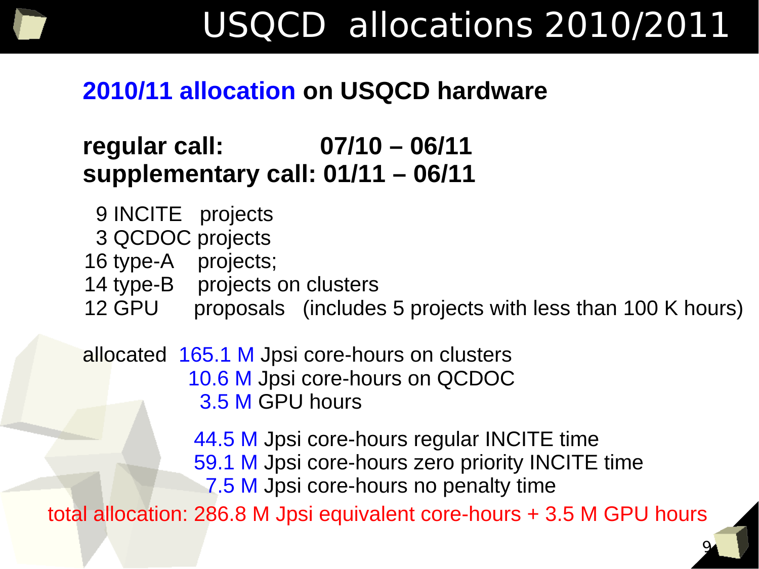# USQCD allocations 2010/2011

## 2010/11 allocation on USQCD hardware

**regular call: 07/10 – 06/11**
**supplementary call: 01/11 – 06/11**

9 INCITE projects
3 QCDOC projects
16 type-A projects;
14 type-B projects on clusters
12 GPU proposals (includes 5 projects with less than 100 K hours)

allocated 165.1 M Jpsi core-hours on clusters
10.6 M Jpsi core-hours on QCDOC
3.5 M GPU hours

44.5 M Jpsi core-hours regular INCITE time
59.1 M Jpsi core-hours zero priority INCITE time
7.5 M Jpsi core-hours no penalty time

total allocation: 286.8 M Jpsi equivalent core-hours + 3.5 M GPU hours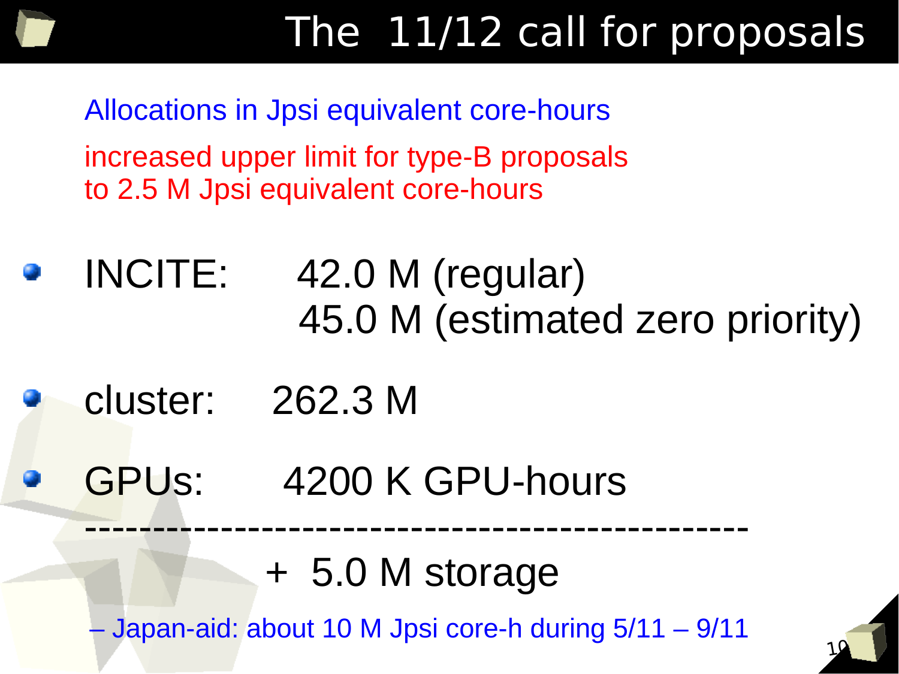# The 11/12 call for proposals

Allocations in Jpsi equivalent core-hours

increased upper limit for type-B proposals
to 2.5 M Jpsi equivalent core-hours

- INCITE: 42.0 M (regular)
  45.0 M (estimated zero priority)
- cluster: 262.3 M
- GPUs: 4200 K GPU-hours

-----------------------------------------------

+ 5.0 M storage

– Japan-aid: about 10 M Jpsi core-h during 5/11 – 9/11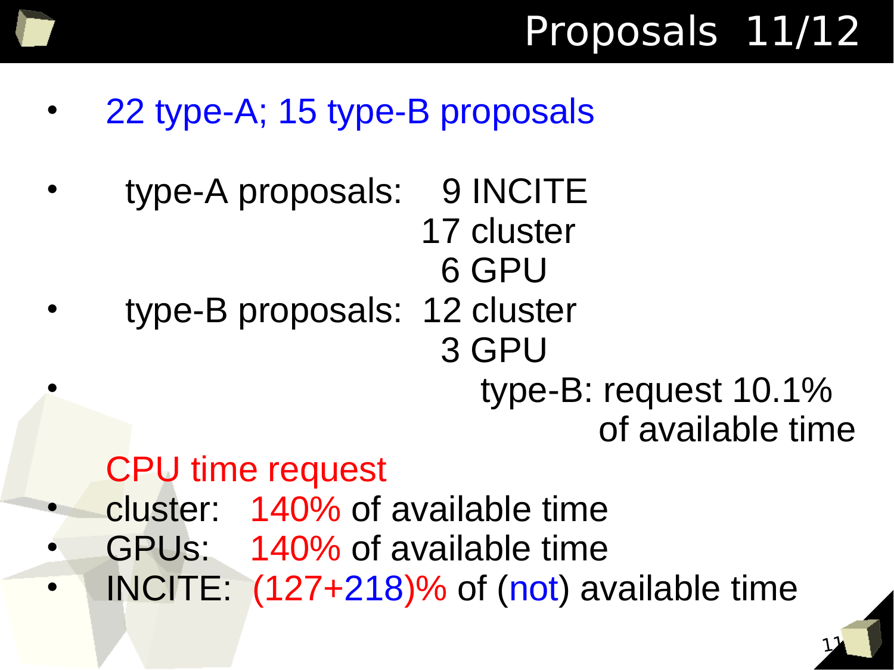# Proposals 11/12

- 22 type-A; 15 type-B proposals
- type-A proposals: 9 INCITE
  17 cluster
  6 GPU
- type-B proposals: 12 cluster
  3 GPU
- type-B: request 10.1% of available time

CPU time request

- cluster: 140% of available time
- GPUs: 140% of available time
- INCITE: (127+218)% of (not) available time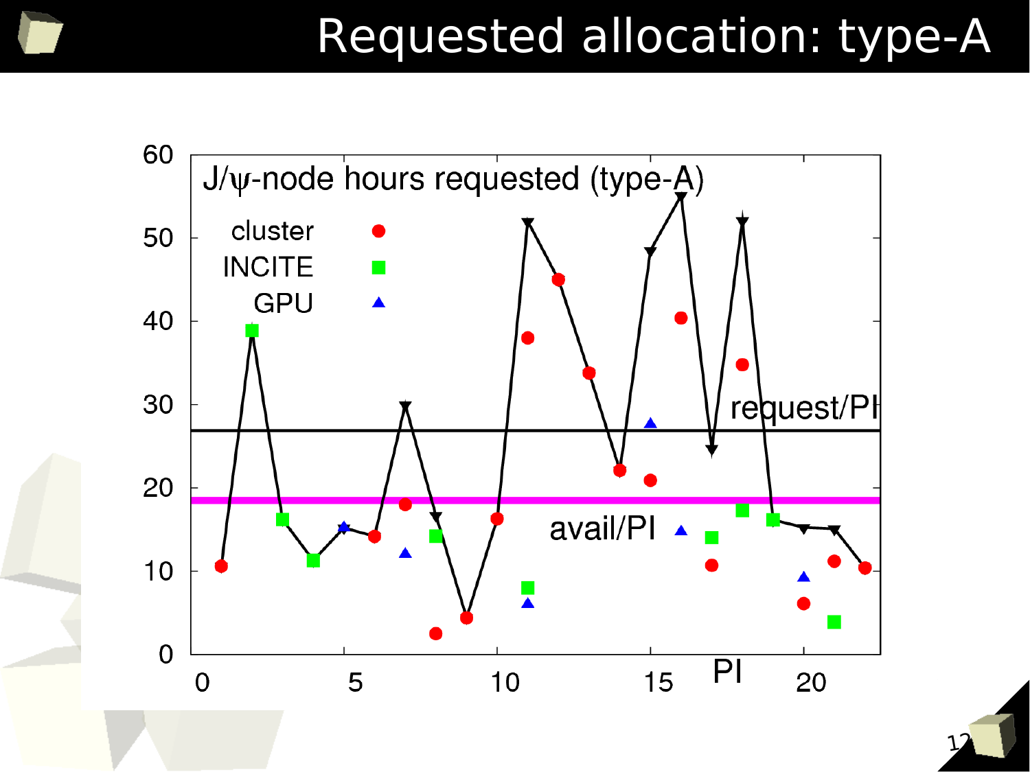# Requested allocation: type-A

J/ψ-node hours requested (type-A)

cluster ●
INCITE ■
GPU ▲

request/PI

avail/PI ▲

PI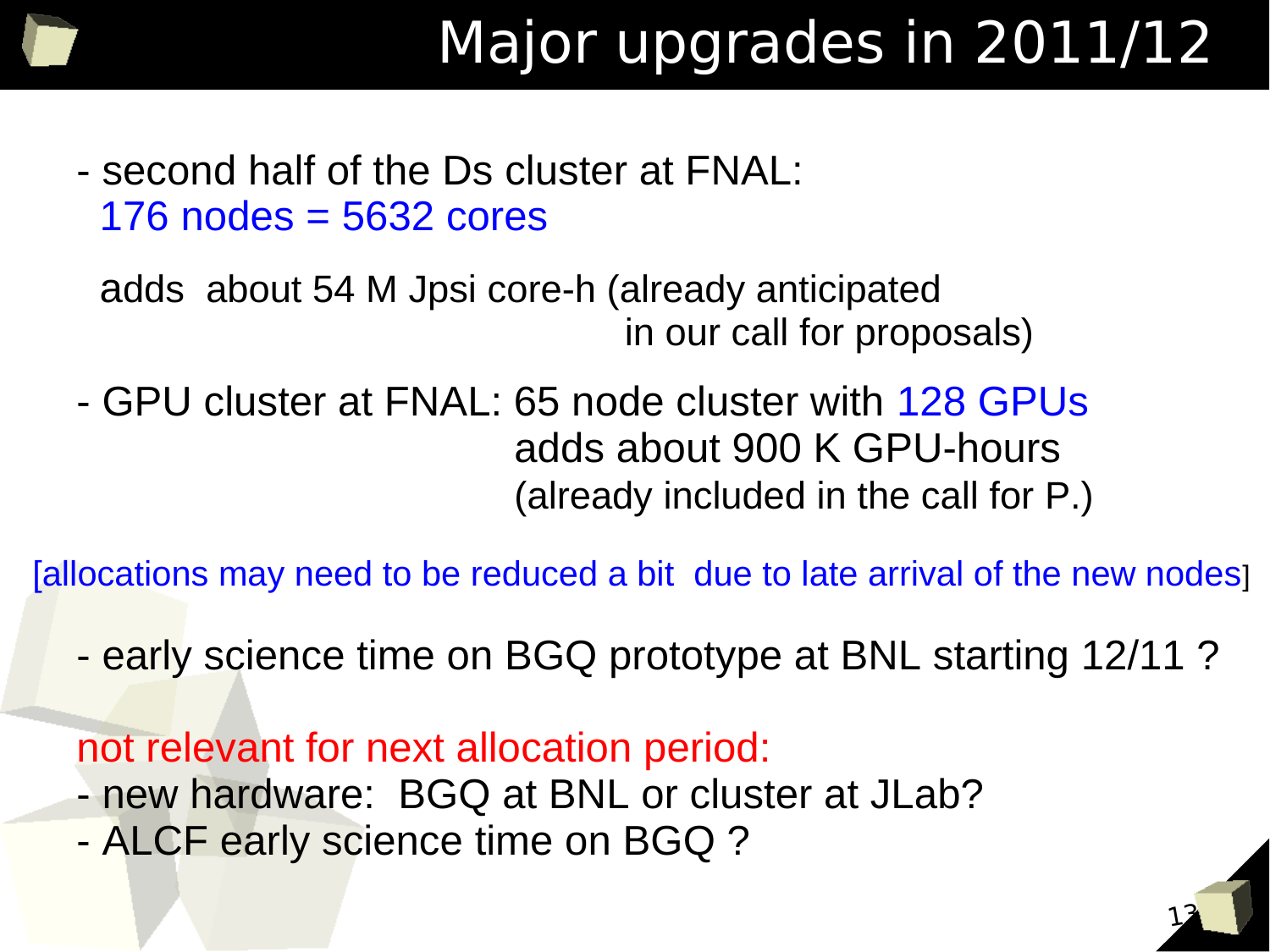# Major upgrades in 2011/12

- second half of the Ds cluster at FNAL:
  176 nodes = 5632 cores

  adds about 54 M Jpsi core-h (already anticipated in our call for proposals)

- GPU cluster at FNAL: 65 node cluster with 128 GPUs
  adds about 900 K GPU-hours
  (already included in the call for P.)

[allocations may need to be reduced a bit due to late arrival of the new nodes]

- early science time on BGQ prototype at BNL starting 12/11 ?

not relevant for next allocation period:

- new hardware: BGQ at BNL or cluster at JLab?
- ALCF early science time on BGQ ?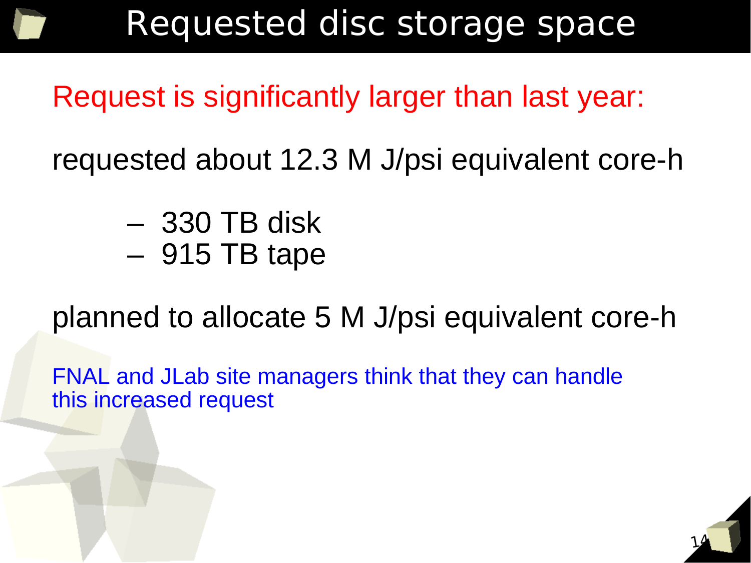# Requested disc storage space

Request is significantly larger than last year:

requested about 12.3 M J/psi equivalent core-h

- 330 TB disk
- 915 TB tape

planned to allocate 5 M J/psi equivalent core-h

FNAL and JLab site managers think that they can handle this increased request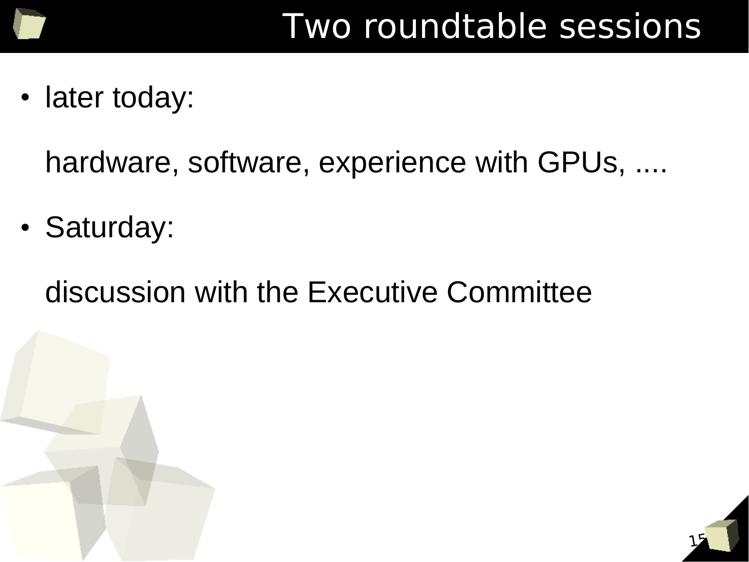# Two roundtable sessions

- later today:

  hardware, software, experience with GPUs, ....

- Saturday:

  discussion with the Executive Committee